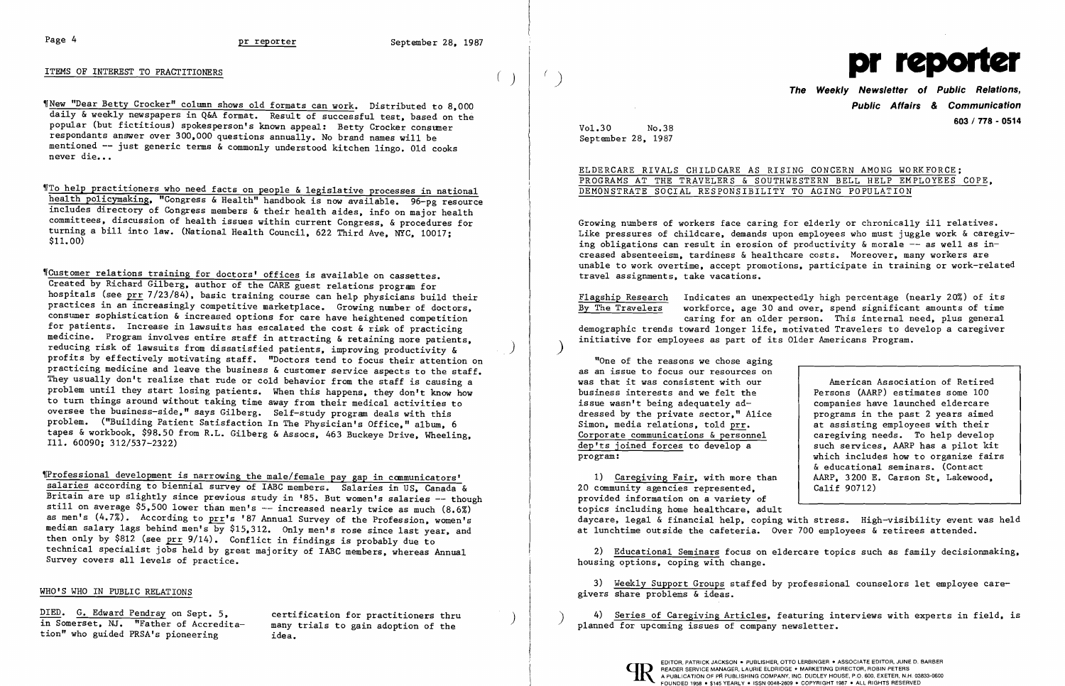## ITEMS OF INTEREST TO PRACTITIONERS

¶New "Dear Betty Crocker" column shows old formats can work. Distributed to 8,000 daily & weekly newspapers in Q&A format. Result of successful test, based on the popular (but fictitious) spokesperson's known appeal: Betty Crocker consumer respondants answer over 300,000 questions annually. No brand names will be mentioned -- just generic terms & commonly understood kitchen lingo. Old cooks never die...

¶To help practitioners who need facts on people & legislative processes in national health policymaking, "Congress & Health" handbook is now available. 96-pg resource includes directory of Congress members & their health aides, info on major health committees, discussion of health issues within current Congress, & procedures for turning a bill into law. (National Health Council, 622 Third Ave, NYC, 10017; $11.00)

¶Customer relations training for doctors' offices is available on cassettes. Created by Richard Gilberg, author of the CARE guest relations program for hospitals (see prr 7/23/84), basic training course can help physicians build their practices in an increasingly competitive marketplace. Growing number of doctors, consumer sophistication & increased options for care have heightened competition for patients. Increase in lawsuits has escalated the cost & risk of practicing medicine. Program involves entire staff in attracting & retaining more patients, reducing risk of lawsuits from dissatisfied patients, improving productivity & profits by effectively motivating staff. "Doctors tend to focus their attention on practicing medicine and leave the business & customer service aspects to the staff. They usually don't realize that rude or cold behavior from the staff is causing a problem until they start losing patients. When this happens, they don't know how to turn things around without taking time away from their medical activities to oversee the business-side," says Gilberg. Self-study program deals with this problem. ("Building Patient Satisfaction In The Physician's Office," album, 6 tapes & workbook, $98.50 from R.L. Gilberg & Assocs, 463 Buckeye Drive, Wheeling, Ill. 60090; 312/537-2322)

¶Professional development is narrowing the male/female pay gap in communicators' salaries according to biennial survey of IABC members. Salaries in US, Canada & Britain are up slightly since previous study in '85. But women's salaries -- though still on average $5,500 lower than men's -- increased nearly twice as much (8.6%) as men's (4.7%). According to prr's '87 Annual Survey of the Profession, women's median salary lags behind men's by $15,312. Only men's rose since last year, and then only by $812 (see prr 9/14). Conflict in findings is probably due to technical specialist jobs held by great majority of IABC members, whereas Annual Survey covers all levels of practice.

## WHO'S WHO IN PUBLIC RELATIONS

DIED. G. Edward Pendray on Sept. 5, in Somerset, NJ. "Father of Accreditation" who guided PRSA's pioneering certification for practitioners thru many trials to gain adoption of the idea.

# pr reporter

**The Weekly Newsletter of Public Relations, Public Affairs & Communication**

**603 / 778 - 0514**

Vol.30 No.38
September 28, 1987

## ELDERCARE RIVALS CHILDCARE AS RISING CONCERN AMONG WORKFORCE; PROGRAMS AT THE TRAVELERS & SOUTHWESTERN BELL HELP EMPLOYEES COPE, DEMONSTRATE SOCIAL RESPONSIBILITY TO AGING POPULATION

Growing numbers of workers face caring for elderly or chronically ill relatives. Like pressures of childcare, demands upon employees who must juggle work & caregiving obligations can result in erosion of productivity & morale -- as well as increased absenteeism, tardiness & healthcare costs. Moreover, many workers are unable to work overtime, accept promotions, participate in training or work-related travel assignments, take vacations.

Flagship Research By The Travelers indicates an unexpectedly high percentage (nearly 20%) of its workforce, age 30 and over, spend significant amounts of time caring for an older person. This internal need, plus general demographic trends toward longer life, motivated Travelers to develop a caregiver initiative for employees as part of its Older Americans Program.

"One of the reasons we chose aging as an issue to focus our resources on was that it was consistent with our business interests and we felt the issue wasn't being adequately addressed by the private sector," Alice Simon, media relations, told prr. Corporate communications & personnel dep'ts joined forces to develop a program:

> American Association of Retired Persons (AARP) estimates some 100 companies have launched eldercare programs in the past 2 years aimed at assisting employees with their caregiving needs. To help develop such services, AARP has a pilot kit which includes how to organize fairs & educational seminars. (Contact AARP, 3200 E. Carson St, Lakewood, Calif 90712)

1) Caregiving Fair, with more than 20 community agencies represented, provided information on a variety of topics including home healthcare, adult daycare, legal & financial help, coping with stress. High-visibility event was held at lunchtime outside the cafeteria. Over 700 employees & retirees attended.

2) Educational Seminars focus on eldercare topics such as family decisionmaking, housing options, coping with change.

3) Weekly Support Groups staffed by professional counselors let employee caregivers share problems & ideas.

4) Series of Caregiving Articles, featuring interviews with experts in field, is planned for upcoming issues of company newsletter.

EDITOR, PATRICK JACKSON • PUBLISHER, OTTO LERBINGER • ASSOCIATE EDITOR, JUNE D. BARBER
READER SERVICE MANAGER, LAURIE ELDRIDGE • MARKETING DIRECTOR, ROBIN PETERS
A PUBLICATION OF PR PUBLISHING COMPANY, INC. DUDLEY HOUSE, P.O. 600, EXETER, N.H. 03833-0600
FOUNDED 1958 • $145 YEARLY • ISSN 0048-2609 • COPYRIGHT 1987 • ALL RIGHTS RESERVED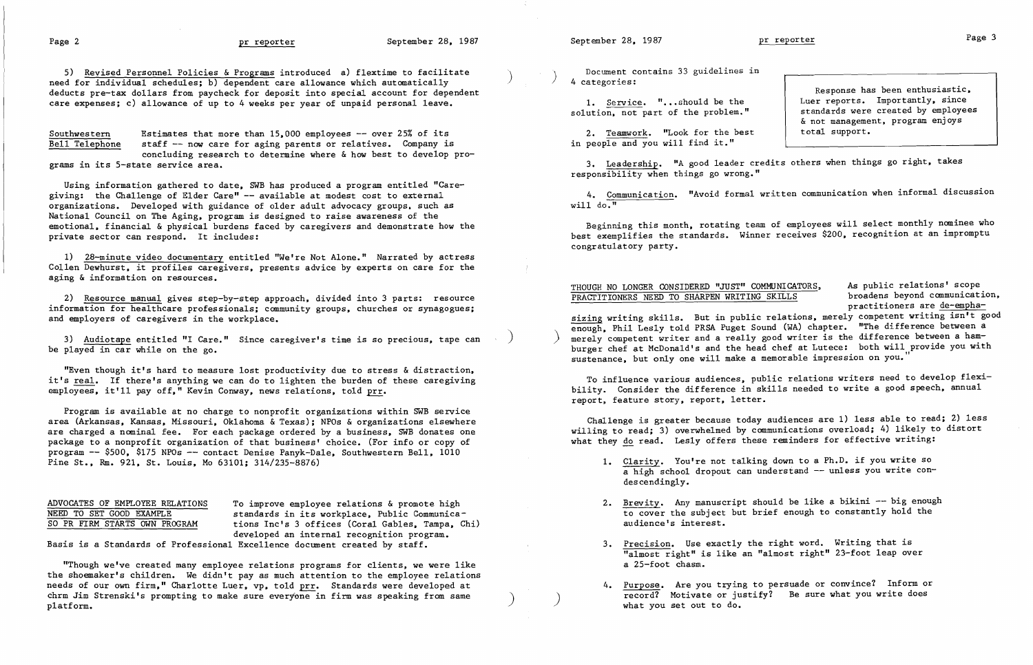5) Revised Personnel Policies & Programs introduced a) flextime to facilitate need for individual schedules; b) dependent care allowance which automatically deducts pre-tax dollars from paycheck for deposit into special account for dependent care expenses; c) allowance of up to 4 weeks per year of unpaid personal leave.

**Southwestern Bell Telephone** Estimates that more than 15,000 employees -- over 25% of its staff -- now care for aging parents or relatives. Company is concluding research to determine where & how best to develop programs in its 5-state service area.

Using information gathered to date, SWB has produced a program entitled "Caregiving: the Challenge of Elder Care" -- available at modest cost to external organizations. Developed with guidance of older adult advocacy groups, such as National Council on The Aging, program is designed to raise awareness of the emotional, financial & physical burdens faced by caregivers and demonstrate how the private sector can respond. It includes:

1) 28-minute video documentary entitled "We're Not Alone." Narrated by actress Collen Dewhurst, it profiles caregivers, presents advice by experts on care for the aging & information on resources.

2) Resource manual gives step-by-step approach, divided into 3 parts: resource information for healthcare professionals; community groups, churches or synagogues; and employers of caregivers in the workplace.

3) Audiotape entitled "I Care." Since caregiver's time is so precious, tape can be played in car while on the go.

"Even though it's hard to measure lost productivity due to stress & distraction, it's real. If there's anything we can do to lighten the burden of these caregiving employees, it'll pay off," Kevin Conway, news relations, told prr.

Program is available at no charge to nonprofit organizations within SWB service area (Arkansas, Kansas, Missouri, Oklahoma & Texas); NPOs & organizations elsewhere are charged a nominal fee. For each package ordered by a business, SWB donates one package to a nonprofit organization of that business' choice. (For info or copy of program -- $500, $175 NPOs -- contact Denise Panyk-Dale, Southwestern Bell, 1010 Pine St., Rm. 921, St. Louis, Mo 63101; 314/235-8876)

## ADVOCATES OF EMPLOYEE RELATIONS NEED TO SET GOOD EXAMPLE SO PR FIRM STARTS OWN PROGRAM

To improve employee relations & promote high standards in its workplace, Public Communications Inc's 3 offices (Coral Gables, Tampa, Chi) developed an internal recognition program. Basis is a Standards of Professional Excellence document created by staff.

"Though we've created many employee relations programs for clients, we were like the shoemaker's children. We didn't pay as much attention to the employee relations needs of our own firm," Charlotte Luer, vp, told prr. Standards were developed at chrm Jim Strenski's prompting to make sure everyone in firm was speaking from same platform.

Document contains 33 guidelines in 4 categories:

> Response has been enthusiastic, Luer reports. Importantly, since standards were created by employees & not management, program enjoys total support.

1. Service. "...should be the solution, not part of the problem."

2. Teamwork. "Look for the best in people and you will find it."

3. Leadership. "A good leader credits others when things go right, takes responsibility when things go wrong."

4. Communication. "Avoid formal written communication when informal discussion will do."

Beginning this month, rotating team of employees will select monthly nominee who best exemplifies the standards. Winner receives $200, recognition at an impromptu congratulatory party.

## THOUGH NO LONGER CONSIDERED "JUST" COMMUNICATORS, PRACTITIONERS NEED TO SHARPEN WRITING SKILLS

As public relations' scope broadens beyond communication, practitioners are de-emphasizing writing skills. But in public relations, merely competent writing isn't good enough, Phil Lesly told PRSA Puget Sound (WA) chapter. "The difference between a merely competent writer and a really good writer is the difference between a hamburger chef at McDonald's and the head chef at Lutece: both will provide you with sustenance, but only one will make a memorable impression on you."

To influence various audiences, public relations writers need to develop flexibility. Consider the difference in skills needed to write a good speech, annual report, feature story, report, letter.

Challenge is greater because today audiences are 1) less able to read; 2) less willing to read; 3) overwhelmed by communications overload; 4) likely to distort what they do read. Lesly offers these reminders for effective writing:

1. Clarity. You're not talking down to a Ph.D. if you write so a high school dropout can understand -- unless you write condescendingly.

2. Brevity. Any manuscript should be like a bikini -- big enough to cover the subject but brief enough to constantly hold the audience's interest.

3. Precision. Use exactly the right word. Writing that is "almost right" is like an "almost right" 23-foot leap over a 25-foot chasm.

4. Purpose. Are you trying to persuade or convince? Inform or record? Motivate or justify? Be sure what you write does what you set out to do.